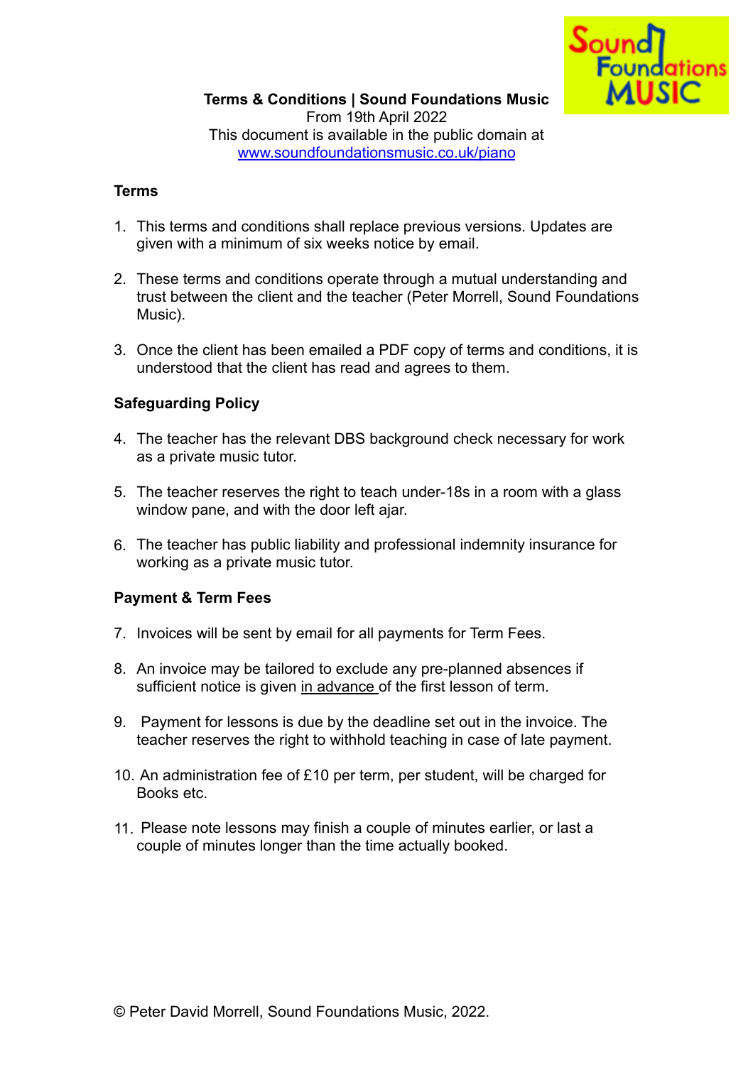**Terms & Conditions | Sound Foundations Music**
From 19th April 2022
This document is available in the public domain at
[www.soundfoundationsmusic.co.uk/piano](http://www.soundfoundationsmusic.co.uk/piano)

## Terms

1. This terms and conditions shall replace previous versions. Updates are given with a minimum of six weeks notice by email.

2. These terms and conditions operate through a mutual understanding and trust between the client and the teacher (Peter Morrell, Sound Foundations Music).

3. Once the client has been emailed a PDF copy of terms and conditions, it is understood that the client has read and agrees to them.

## Safeguarding Policy

4. The teacher has the relevant DBS background check necessary for work as a private music tutor.

5. The teacher reserves the right to teach under-18s in a room with a glass window pane, and with the door left ajar.

6. The teacher has public liability and professional indemnity insurance for working as a private music tutor.

## Payment & Term Fees

7. Invoices will be sent by email for all payments for Term Fees.

8. An invoice may be tailored to exclude any pre-planned absences if sufficient notice is given <u>in advance</u> of the first lesson of term.

9. Payment for lessons is due by the deadline set out in the invoice. The teacher reserves the right to withhold teaching in case of late payment.

10. An administration fee of £10 per term, per student, will be charged for Books etc.

11. Please note lessons may finish a couple of minutes earlier, or last a couple of minutes longer than the time actually booked.

© Peter David Morrell, Sound Foundations Music, 2022.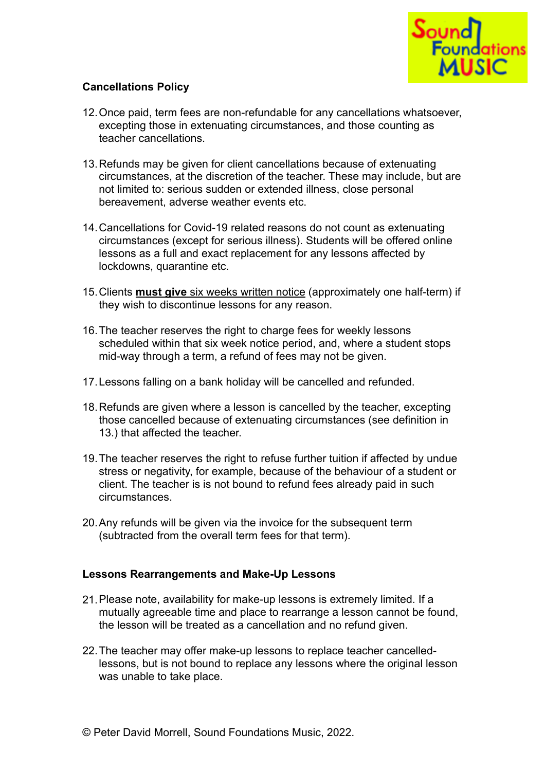**Cancellations Policy**

12. Once paid, term fees are non-refundable for any cancellations whatsoever, excepting those in extenuating circumstances, and those counting as teacher cancellations.

13. Refunds may be given for client cancellations because of extenuating circumstances, at the discretion of the teacher. These may include, but are not limited to: serious sudden or extended illness, close personal bereavement, adverse weather events etc.

14. Cancellations for Covid-19 related reasons do not count as extenuating circumstances (except for serious illness). Students will be offered online lessons as a full and exact replacement for any lessons affected by lockdowns, quarantine etc.

15. Clients <u>**must give** six weeks written notice</u> (approximately one half-term) if they wish to discontinue lessons for any reason.

16. The teacher reserves the right to charge fees for weekly lessons scheduled within that six week notice period, and, where a student stops mid-way through a term, a refund of fees may not be given.

17. Lessons falling on a bank holiday will be cancelled and refunded.

18. Refunds are given where a lesson is cancelled by the teacher, excepting those cancelled because of extenuating circumstances (see definition in 13.) that affected the teacher.

19. The teacher reserves the right to refuse further tuition if affected by undue stress or negativity, for example, because of the behaviour of a student or client. The teacher is is not bound to refund fees already paid in such circumstances.

20. Any refunds will be given via the invoice for the subsequent term (subtracted from the overall term fees for that term).

**Lessons Rearrangements and Make-Up Lessons**

21. Please note, availability for make-up lessons is extremely limited. If a mutually agreeable time and place to rearrange a lesson cannot be found, the lesson will be treated as a cancellation and no refund given.

22. The teacher may offer make-up lessons to replace teacher cancelled-lessons, but is not bound to replace any lessons where the original lesson was unable to take place.

© Peter David Morrell, Sound Foundations Music, 2022.